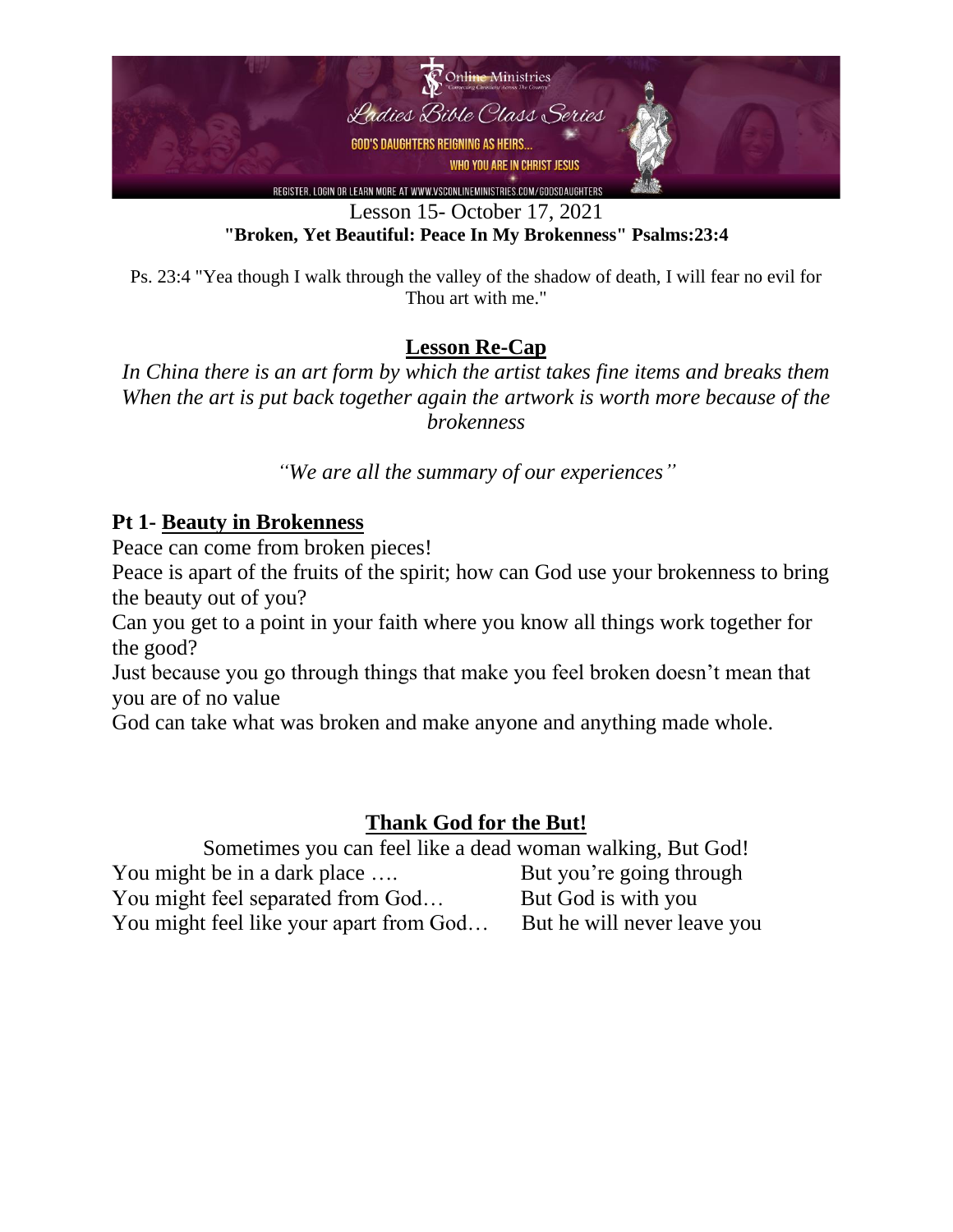Lesson 15- October 17, 2021

**"Broken, Yet Beautiful: Peace In My Brokenness" Psalms:23:4**

Ps. 23:4 "Yea though I walk through the valley of the shadow of death, I will fear no evil for Thou art with me."

## Lesson Re-Cap

*In China there is an art form by which the artist takes fine items and breaks them When the art is put back together again the artwork is worth more because of the brokenness*

*"We are all the summary of our experiences"*

## Pt 1- Beauty in Brokenness

Peace can come from broken pieces!

Peace is apart of the fruits of the spirit; how can God use your brokenness to bring the beauty out of you?

Can you get to a point in your faith where you know all things work together for the good?

Just because you go through things that make you feel broken doesn't mean that you are of no value

God can take what was broken and make anyone and anything made whole.

## Thank God for the But!

Sometimes you can feel like a dead woman walking, But God!

| | |
|---|---|
| You might be in a dark place …. | But you're going through |
| You might feel separated from God… | But God is with you |
| You might feel like your apart from God… | But he will never leave you |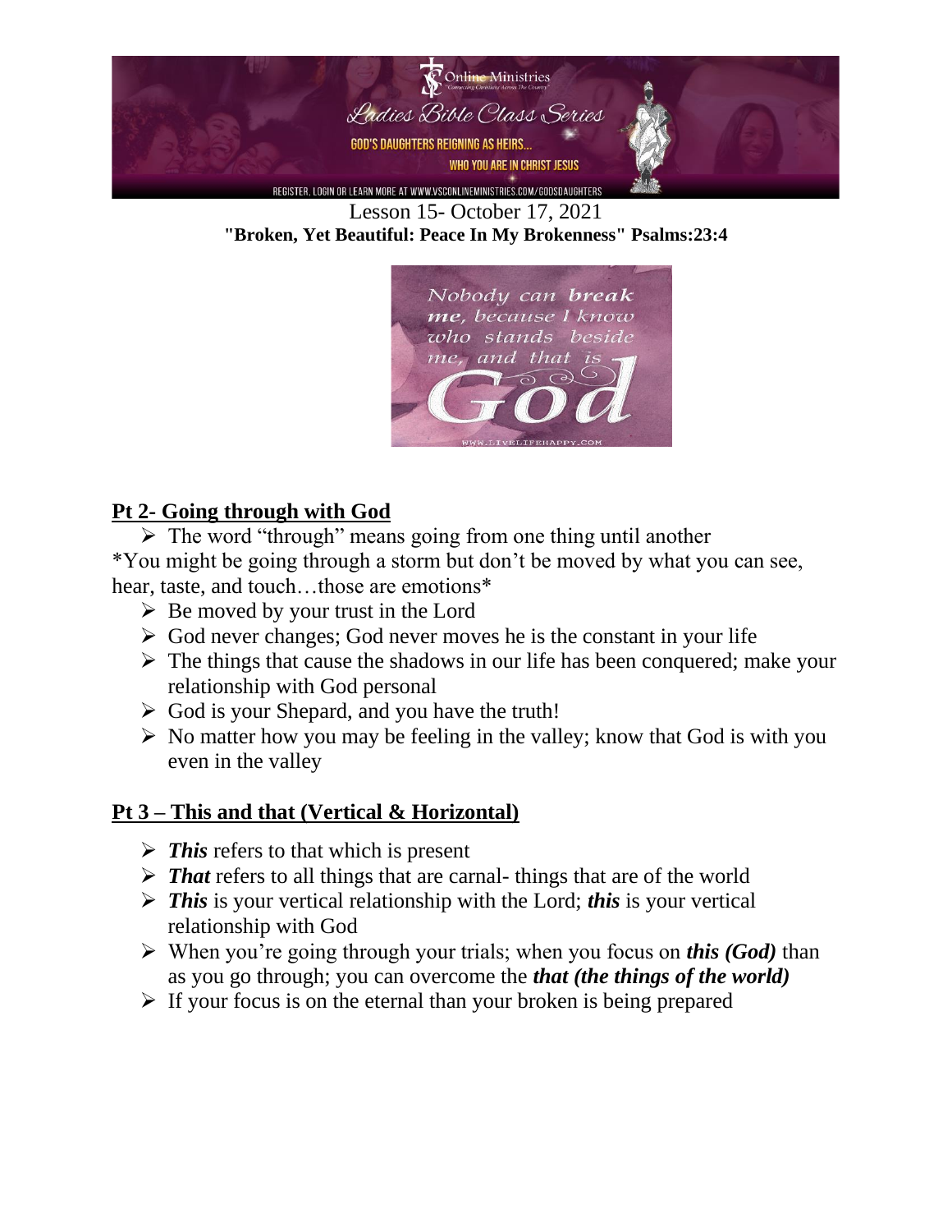Lesson 15- October 17, 2021

**"Broken, Yet Beautiful: Peace In My Brokenness" Psalms:23:4**

## Pt 2- Going through with God

- The word "through" means going from one thing until another

*You might be going through a storm but don't be moved by what you can see, hear, taste, and touch…those are emotions*

- Be moved by your trust in the Lord
- God never changes; God never moves he is the constant in your life
- The things that cause the shadows in our life has been conquered; make your relationship with God personal
- God is your Shepard, and you have the truth!
- No matter how you may be feeling in the valley; know that God is with you even in the valley

## Pt 3 – This and that (Vertical & Horizontal)

- ***This*** refers to that which is present
- ***That*** refers to all things that are carnal- things that are of the world
- ***This*** is your vertical relationship with the Lord; ***this*** is your vertical relationship with God
- When you're going through your trials; when you focus on ***this (God)*** than as you go through; you can overcome the ***that (the things of the world)***
- If your focus is on the eternal than your broken is being prepared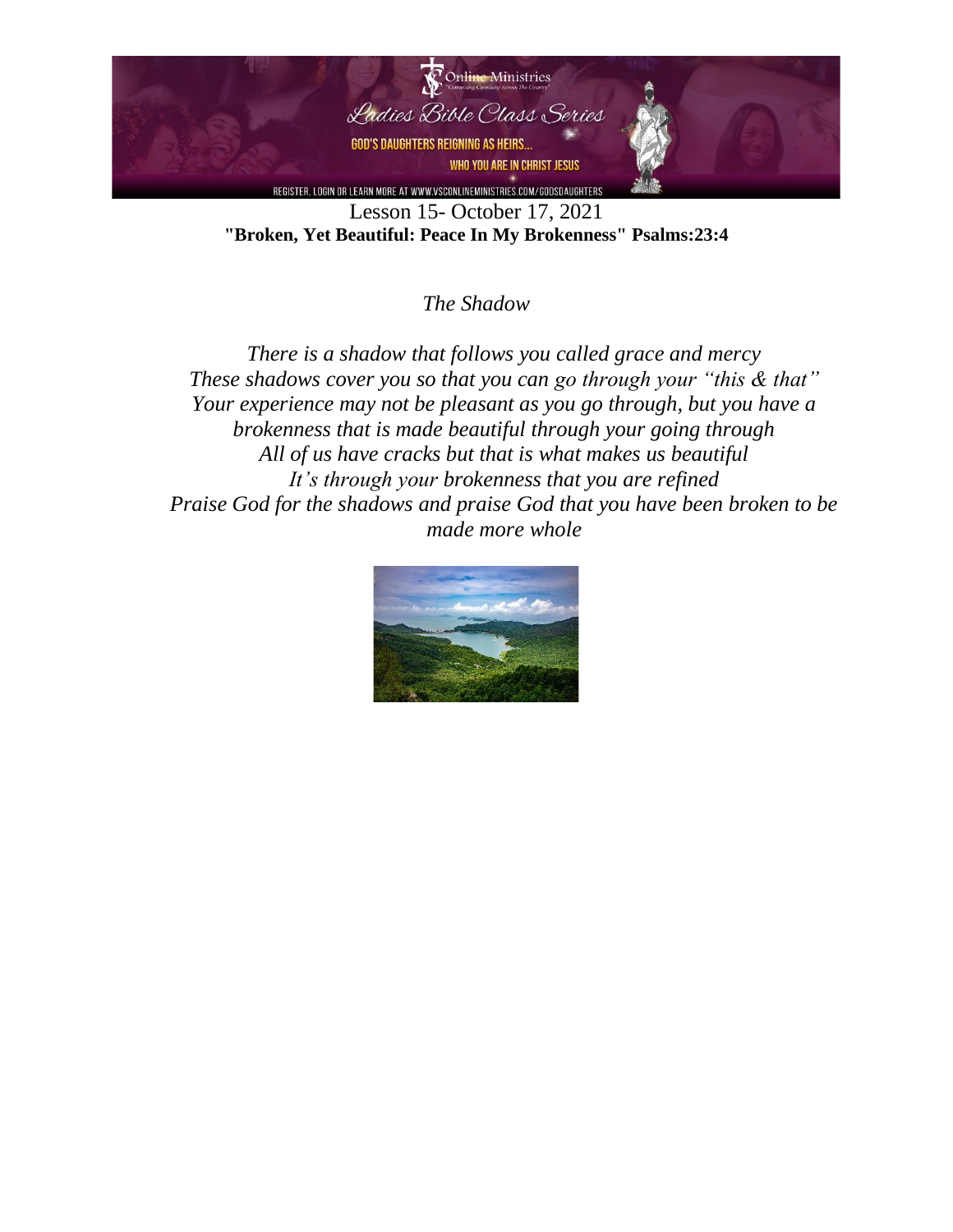Lesson 15- October 17, 2021

**"Broken, Yet Beautiful: Peace In My Brokenness" Psalms:23:4**

*The Shadow*

*There is a shadow that follows you called grace and mercy*
*These shadows cover you so that you can go through your "this & that"*
*Your experience may not be pleasant as you go through, but you have a brokenness that is made beautiful through your going through*
*All of us have cracks but that is what makes us beautiful*
*It's through your brokenness that you are refined*
*Praise God for the shadows and praise God that you have been broken to be made more whole*